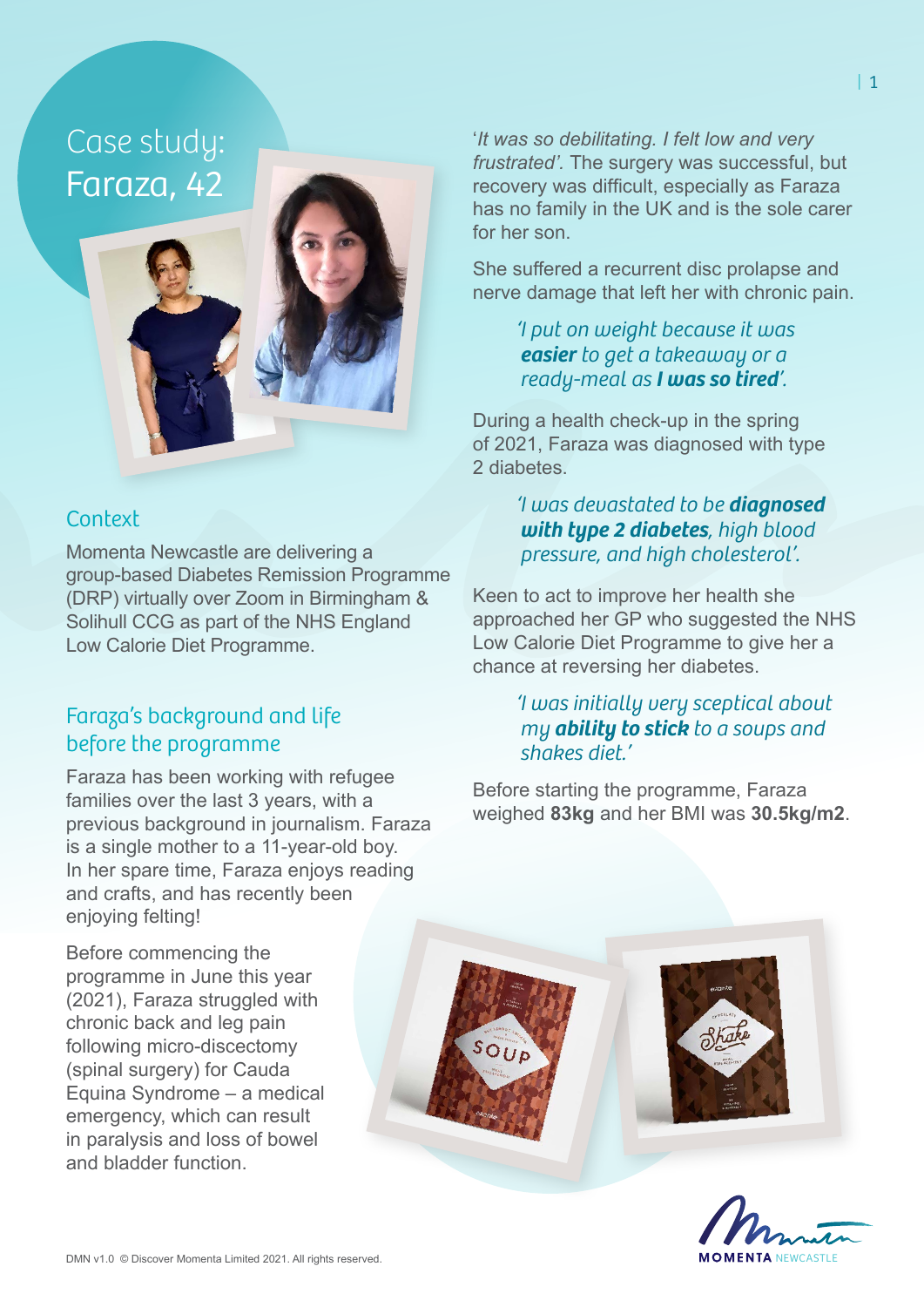# Case study: Faraza, 42

## Context

Momenta Newcastle are delivering a group-based Diabetes Remission Programme (DRP) virtually over Zoom in Birmingham & Solihull CCG as part of the NHS England Low Calorie Diet Programme.

## Faraza's background and life before the programme

Faraza has been working with refugee families over the last 3 years, with a previous background in journalism. Faraza is a single mother to a 11-year-old boy. In her spare time, Faraza enjoys reading and crafts, and has recently been enjoying felting!

Before commencing the programme in June this year (2021), Faraza struggled with chronic back and leg pain following micro-discectomy (spinal surgery) for Cauda Equina Syndrome – a medical emergency, which can result in paralysis and loss of bowel and bladder function.

'*It was so debilitating. I felt low and very frustrated'.* The surgery was successful, but recovery was difficult, especially as Faraza has no family in the UK and is the sole carer for her son.

She suffered a recurrent disc prolapse and nerve damage that left her with chronic pain.

> *'I put on weight because it was **easier** to get a takeaway or a ready-meal as **I was so tired**'.*

During a health check-up in the spring of 2021, Faraza was diagnosed with type 2 diabetes.

> *'I was devastated to be **diagnosed with type 2 diabetes**, high blood pressure, and high cholesterol'.*

Keen to act to improve her health she approached her GP who suggested the NHS Low Calorie Diet Programme to give her a chance at reversing her diabetes.

> *'I was initially very sceptical about my **ability to stick** to a soups and shakes diet.'*

Before starting the programme, Faraza weighed **83kg** and her BMI was **30.5kg/m2**.

DMN v1.0 © Discover Momenta Limited 2021. All rights reserved.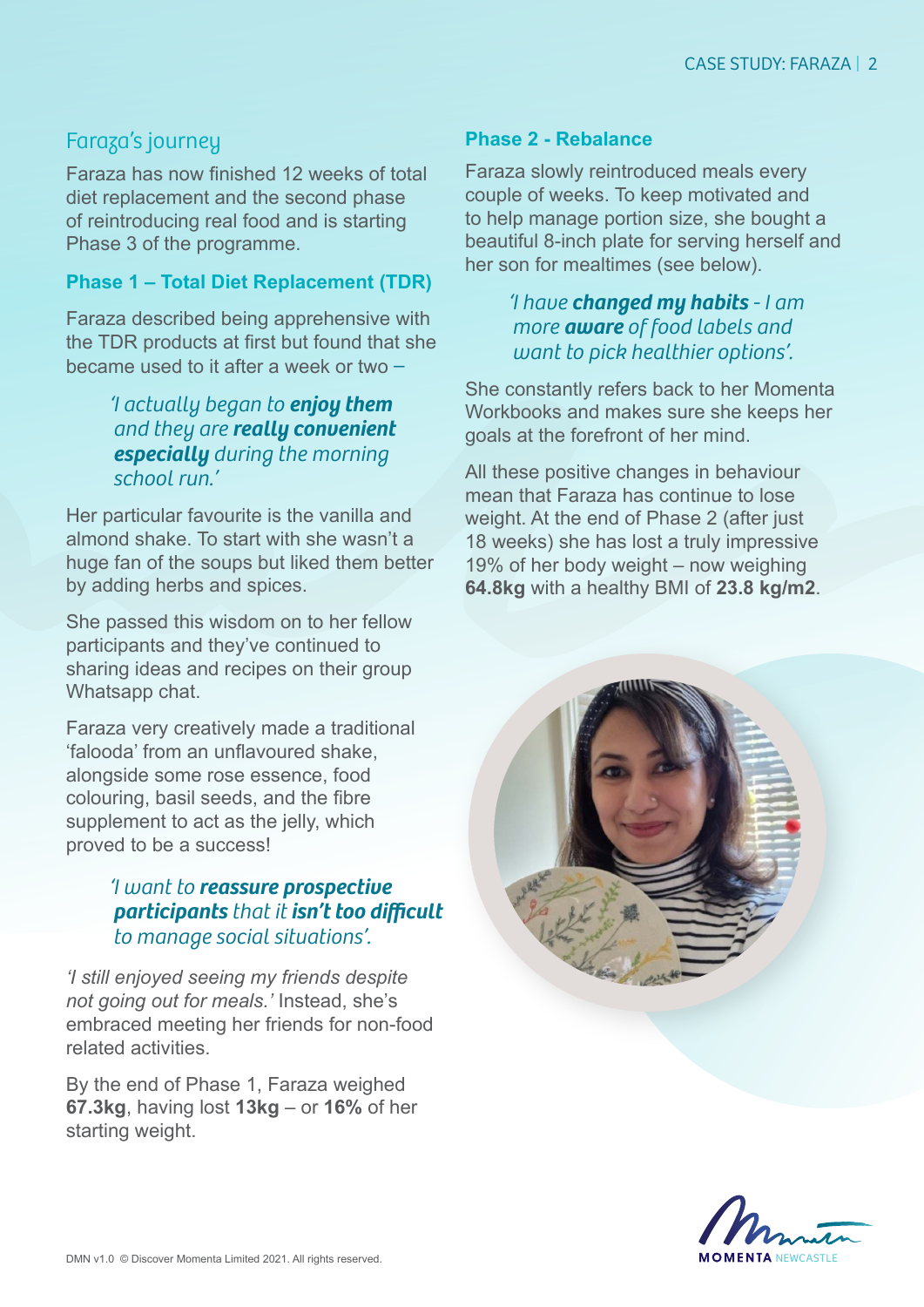## Faraza's journey

Faraza has now finished 12 weeks of total diet replacement and the second phase of reintroducing real food and is starting Phase 3 of the programme.

### Phase 1 – Total Diet Replacement (TDR)

Faraza described being apprehensive with the TDR products at first but found that she became used to it after a week or two –

> *'I actually began to **enjoy them** and they are **really convenient especially** during the morning school run.'*

Her particular favourite is the vanilla and almond shake. To start with she wasn't a huge fan of the soups but liked them better by adding herbs and spices.

She passed this wisdom on to her fellow participants and they've continued to sharing ideas and recipes on their group Whatsapp chat.

Faraza very creatively made a traditional 'falooda' from an unflavoured shake, alongside some rose essence, food colouring, basil seeds, and the fibre supplement to act as the jelly, which proved to be a success!

> *'I want to **reassure prospective participants** that it **isn't too difficult** to manage social situations'.*

*'I still enjoyed seeing my friends despite not going out for meals.'* Instead, she's embraced meeting her friends for non-food related activities.

By the end of Phase 1, Faraza weighed **67.3kg**, having lost **13kg** – or **16%** of her starting weight.

### Phase 2 - Rebalance

Faraza slowly reintroduced meals every couple of weeks. To keep motivated and to help manage portion size, she bought a beautiful 8-inch plate for serving herself and her son for mealtimes (see below).

> *'I have **changed my habits** - I am more **aware** of food labels and want to pick healthier options'.*

She constantly refers back to her Momenta Workbooks and makes sure she keeps her goals at the forefront of her mind.

All these positive changes in behaviour mean that Faraza has continue to lose weight. At the end of Phase 2 (after just 18 weeks) she has lost a truly impressive 19% of her body weight – now weighing **64.8kg** with a healthy BMI of **23.8 kg/m2**.

DMN v1.0 © Discover Momenta Limited 2021. All rights reserved.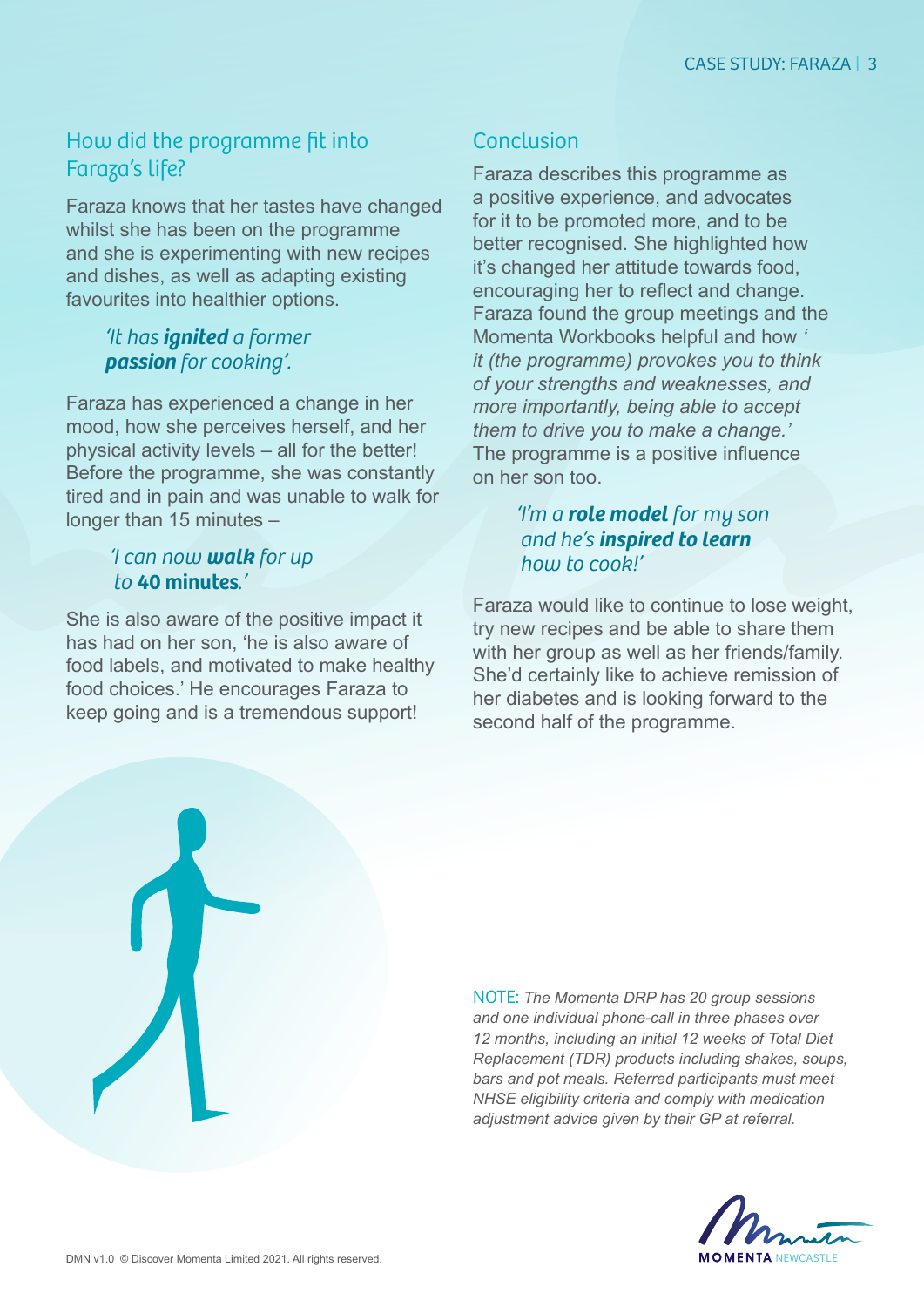## How did the programme fit into Faraza's life?

Faraza knows that her tastes have changed whilst she has been on the programme and she is experimenting with new recipes and dishes, as well as adapting existing favourites into healthier options.

> *'It has **ignited** a former **passion** for cooking'.*

Faraza has experienced a change in her mood, how she perceives herself, and her physical activity levels – all for the better! Before the programme, she was constantly tired and in pain and was unable to walk for longer than 15 minutes –

> *'I can now **walk** for up to **40 minutes**.'*

She is also aware of the positive impact it has had on her son, 'he is also aware of food labels, and motivated to make healthy food choices.' He encourages Faraza to keep going and is a tremendous support!

## Conclusion

Faraza describes this programme as a positive experience, and advocates for it to be promoted more, and to be better recognised. She highlighted how it's changed her attitude towards food, encouraging her to reflect and change. Faraza found the group meetings and the Momenta Workbooks helpful and how '*it (the programme) provokes you to think of your strengths and weaknesses, and more importantly, being able to accept them to drive you to make a change.'* The programme is a positive influence on her son too.

> *'I'm a **role model** for my son and he's **inspired to learn** how to cook!'*

Faraza would like to continue to lose weight, try new recipes and be able to share them with her group as well as her friends/family. She'd certainly like to achieve remission of her diabetes and is looking forward to the second half of the programme.

NOTE: *The Momenta DRP has 20 group sessions and one individual phone-call in three phases over 12 months, including an initial 12 weeks of Total Diet Replacement (TDR) products including shakes, soups, bars and pot meals. Referred participants must meet NHSE eligibility criteria and comply with medication adjustment advice given by their GP at referral.*

DMN v1.0 © Discover Momenta Limited 2021. All rights reserved.

MOMENTA NEWCASTLE